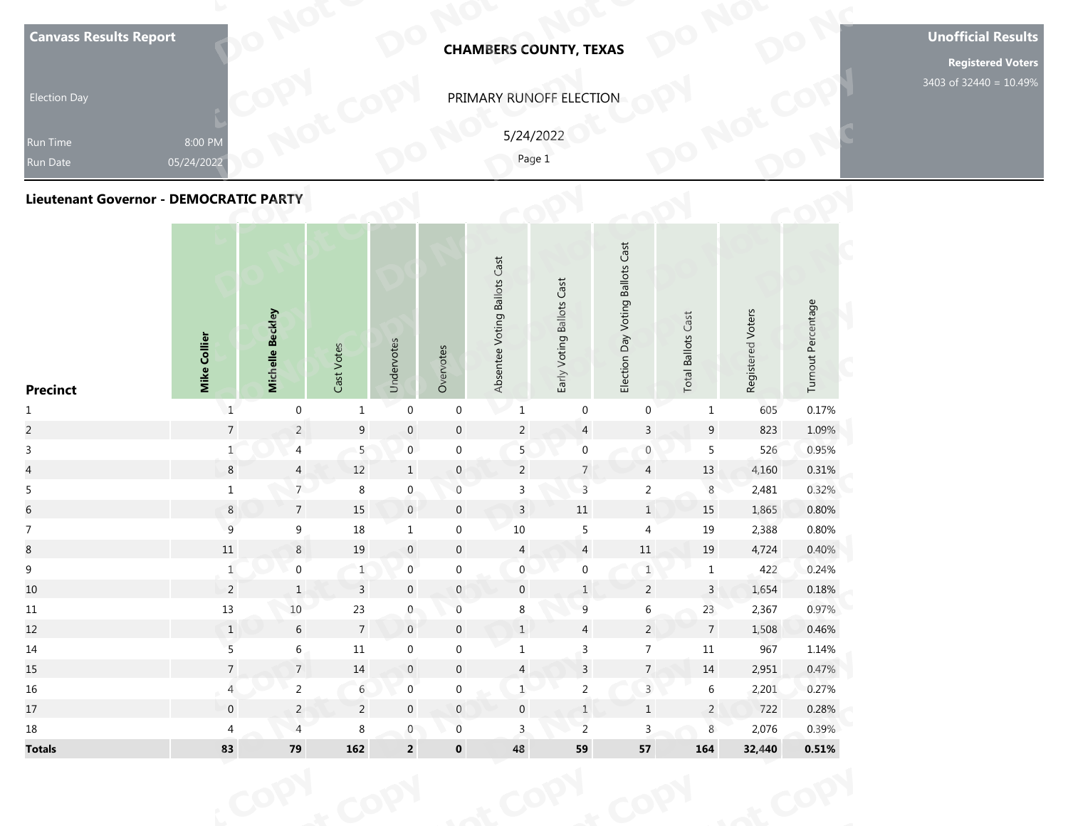**Canvass Results Report**

Election Day

Run Time 8:00 PM

Run Date 05/24/2022

**CHAMBERS COUNTY, TEXAS**

PRIMARY RUNOFF ELECTION

5/24/2022

**Unofficial Results**

**Registered Voters**

3403 of 32440 = 10.49%

## Lieutenant Governor - DEMOCRATIC PARTY

| Precinct | Mike Collier | Michelle Beckley | Cast Votes | Undervotes | Overvotes | Absentee Voting Ballots Cast | Early Voting Ballots Cast | Election Day Voting Ballots Cast | Total Ballots Cast | Registered Voters | Turnout Percentage |
|---|---|---|---|---|---|---|---|---|---|---|---|
| 1 | 1 | 0 | 1 | 0 | 0 | 1 | 0 | 0 | 1 | 605 | 0.17% |
| 2 | 7 | 2 | 9 | 0 | 0 | 2 | 4 | 3 | 9 | 823 | 1.09% |
| 3 | 1 | 4 | 5 | 0 | 0 | 5 | 0 | 0 | 5 | 526 | 0.95% |
| 4 | 8 | 4 | 12 | 1 | 0 | 2 | 7 | 4 | 13 | 4,160 | 0.31% |
| 5 | 1 | 7 | 8 | 0 | 0 | 3 | 3 | 2 | 8 | 2,481 | 0.32% |
| 6 | 8 | 7 | 15 | 0 | 0 | 3 | 11 | 1 | 15 | 1,865 | 0.80% |
| 7 | 9 | 9 | 18 | 1 | 0 | 10 | 5 | 4 | 19 | 2,388 | 0.80% |
| 8 | 11 | 8 | 19 | 0 | 0 | 4 | 4 | 11 | 19 | 4,724 | 0.40% |
| 9 | 1 | 0 | 1 | 0 | 0 | 0 | 0 | 1 | 1 | 422 | 0.24% |
| 10 | 2 | 1 | 3 | 0 | 0 | 0 | 1 | 2 | 3 | 1,654 | 0.18% |
| 11 | 13 | 10 | 23 | 0 | 0 | 8 | 9 | 6 | 23 | 2,367 | 0.97% |
| 12 | 1 | 6 | 7 | 0 | 0 | 1 | 4 | 2 | 7 | 1,508 | 0.46% |
| 14 | 5 | 6 | 11 | 0 | 0 | 1 | 3 | 7 | 11 | 967 | 1.14% |
| 15 | 7 | 7 | 14 | 0 | 0 | 4 | 3 | 7 | 14 | 2,951 | 0.47% |
| 16 | 4 | 2 | 6 | 0 | 0 | 1 | 2 | 3 | 6 | 2,201 | 0.27% |
| 17 | 0 | 2 | 2 | 0 | 0 | 0 | 1 | 1 | 2 | 722 | 0.28% |
| 18 | 4 | 4 | 8 | 0 | 0 | 3 | 2 | 3 | 8 | 2,076 | 0.39% |
| **Totals** | **83** | **79** | **162** | **2** | **0** | **48** | **59** | **57** | **164** | **32,440** | **0.51%** |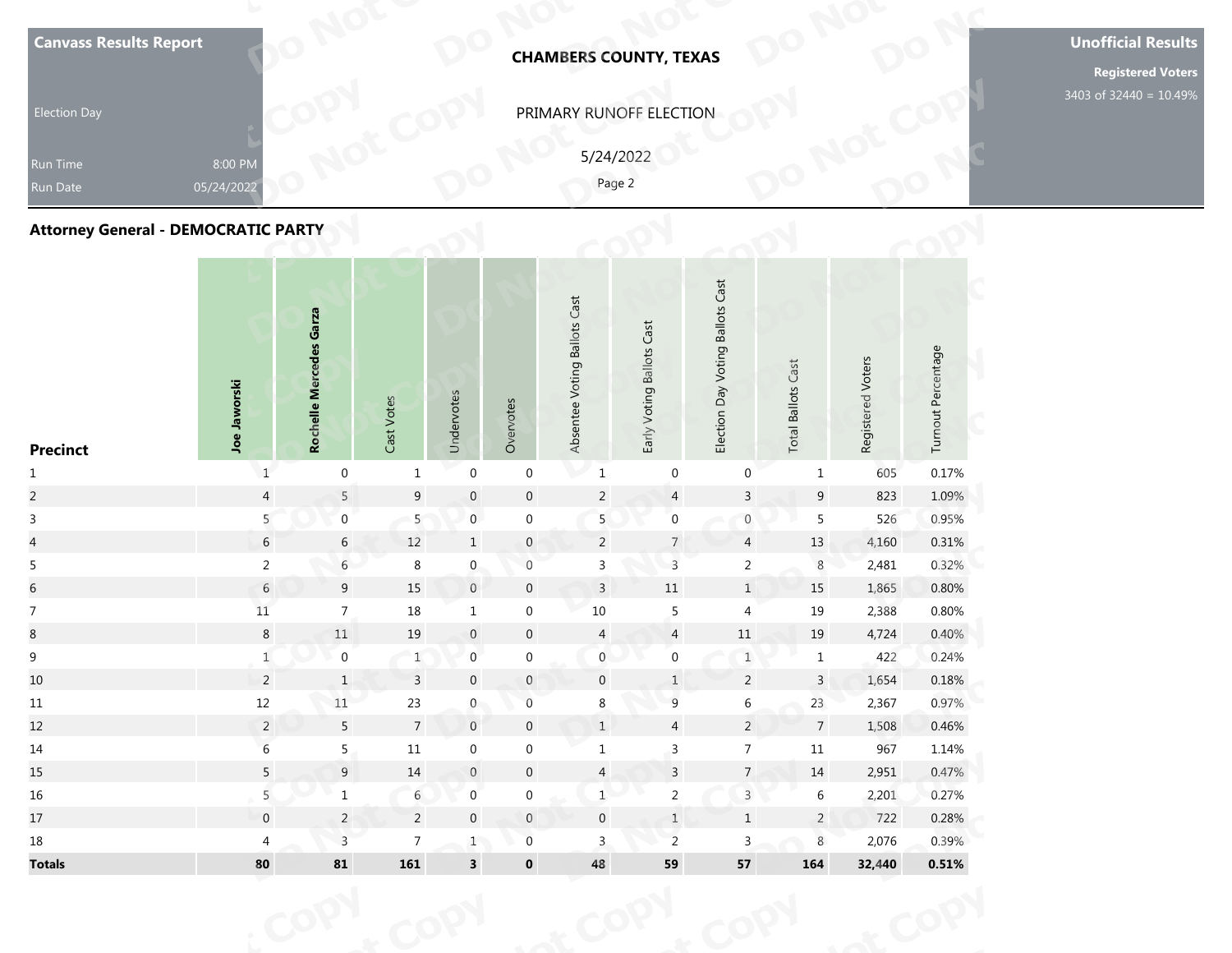Canvass Results Report

Election Day

Run Time 8:00 PM
Run Date 05/24/2022

**CHAMBERS COUNTY, TEXAS**

PRIMARY RUNOFF ELECTION

5/24/2022

**Unofficial Results**

**Registered Voters**
3403 of 32440 = 10.49%

## Attorney General - DEMOCRATIC PARTY

| Precinct | Joe Jaworski | Rochelle Mercedes Garza | Cast Votes | Undervotes | Overvotes | Absentee Voting Ballots Cast | Early Voting Ballots Cast | Election Day Voting Ballots Cast | Total Ballots Cast | Registered Voters | Turnout Percentage |
|---|---|---|---|---|---|---|---|---|---|---|---|
| 1 | 1 | 0 | 1 | 0 | 0 | 1 | 0 | 0 | 1 | 605 | 0.17% |
| 2 | 4 | 5 | 9 | 0 | 0 | 2 | 4 | 3 | 9 | 823 | 1.09% |
| 3 | 5 | 0 | 5 | 0 | 0 | 5 | 0 | 0 | 5 | 526 | 0.95% |
| 4 | 6 | 6 | 12 | 1 | 0 | 2 | 7 | 4 | 13 | 4,160 | 0.31% |
| 5 | 2 | 6 | 8 | 0 | 0 | 3 | 3 | 2 | 8 | 2,481 | 0.32% |
| 6 | 6 | 9 | 15 | 0 | 0 | 3 | 11 | 1 | 15 | 1,865 | 0.80% |
| 7 | 11 | 7 | 18 | 1 | 0 | 10 | 5 | 4 | 19 | 2,388 | 0.80% |
| 8 | 8 | 11 | 19 | 0 | 0 | 4 | 4 | 11 | 19 | 4,724 | 0.40% |
| 9 | 1 | 0 | 1 | 0 | 0 | 0 | 0 | 1 | 1 | 422 | 0.24% |
| 10 | 2 | 1 | 3 | 0 | 0 | 0 | 1 | 2 | 3 | 1,654 | 0.18% |
| 11 | 12 | 11 | 23 | 0 | 0 | 8 | 9 | 6 | 23 | 2,367 | 0.97% |
| 12 | 2 | 5 | 7 | 0 | 0 | 1 | 4 | 2 | 7 | 1,508 | 0.46% |
| 14 | 6 | 5 | 11 | 0 | 0 | 1 | 3 | 7 | 11 | 967 | 1.14% |
| 15 | 5 | 9 | 14 | 0 | 0 | 4 | 3 | 7 | 14 | 2,951 | 0.47% |
| 16 | 5 | 1 | 6 | 0 | 0 | 1 | 2 | 3 | 6 | 2,201 | 0.27% |
| 17 | 0 | 2 | 2 | 0 | 0 | 0 | 1 | 1 | 2 | 722 | 0.28% |
| 18 | 4 | 3 | 7 | 1 | 0 | 3 | 2 | 3 | 8 | 2,076 | 0.39% |
| **Totals** | **80** | **81** | **161** | **3** | **0** | **48** | **59** | **57** | **164** | **32,440** | **0.51%** |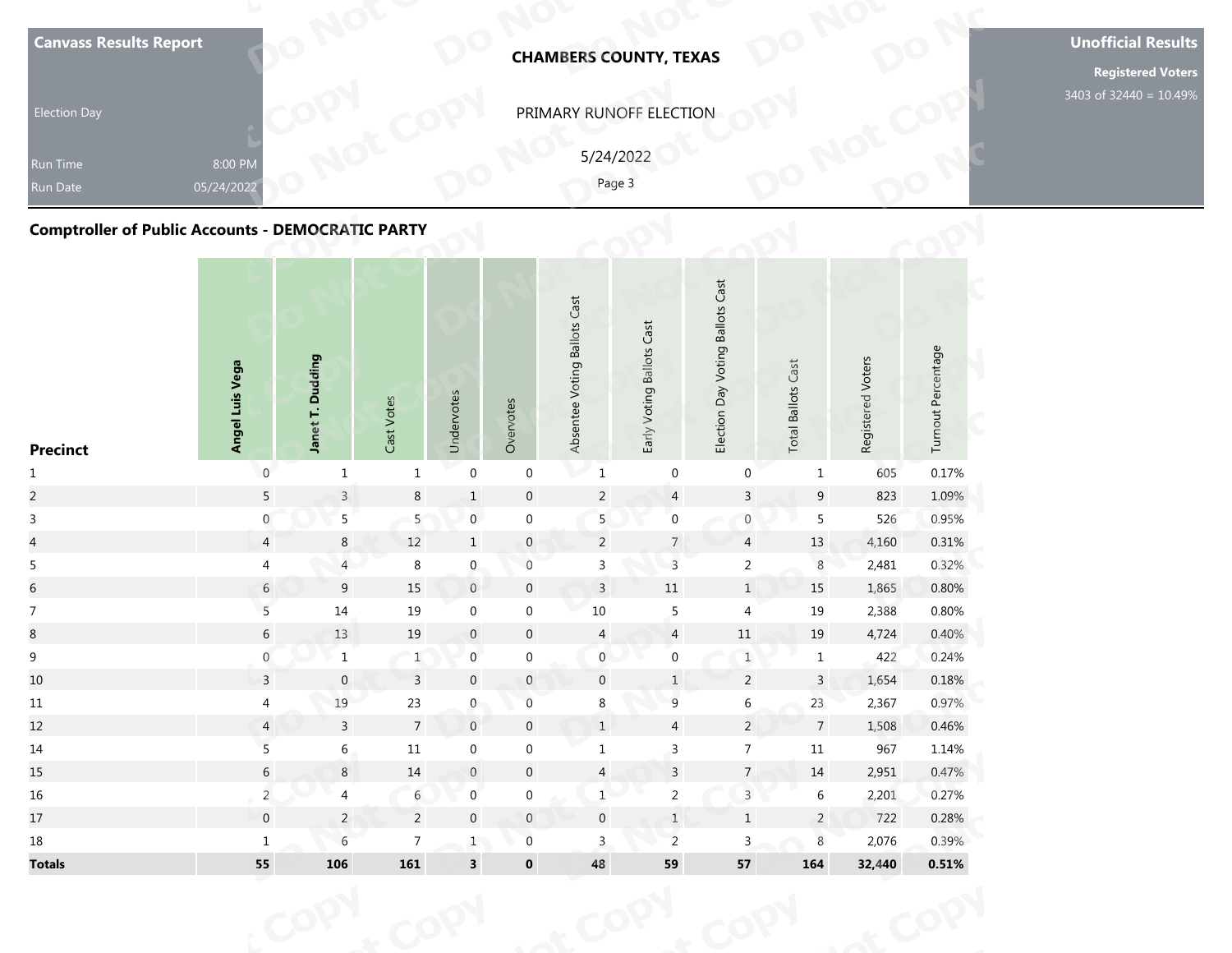**Canvass Results Report**

Election Day

Run Time 8:00 PM
Run Date 05/24/2022

**CHAMBERS COUNTY, TEXAS**

PRIMARY RUNOFF ELECTION

5/24/2022

**Unofficial Results**

**Registered Voters**
3403 of 32440 = 10.49%

## Comptroller of Public Accounts - DEMOCRATIC PARTY

| Precinct | Angel Luis Vega | Janet T. Dudding | Cast Votes | Undervotes | Overvotes | Absentee Voting Ballots Cast | Early Voting Ballots Cast | Election Day Voting Ballots Cast | Total Ballots Cast | Registered Voters | Turnout Percentage |
|---|---|---|---|---|---|---|---|---|---|---|---|
| 1 | 0 | 1 | 1 | 0 | 0 | 1 | 0 | 0 | 1 | 605 | 0.17% |
| 2 | 5 | 3 | 8 | 1 | 0 | 2 | 4 | 3 | 9 | 823 | 1.09% |
| 3 | 0 | 5 | 5 | 0 | 0 | 5 | 0 | 0 | 5 | 526 | 0.95% |
| 4 | 4 | 8 | 12 | 1 | 0 | 2 | 7 | 4 | 13 | 4,160 | 0.31% |
| 5 | 4 | 4 | 8 | 0 | 0 | 3 | 3 | 2 | 8 | 2,481 | 0.32% |
| 6 | 6 | 9 | 15 | 0 | 0 | 3 | 11 | 1 | 15 | 1,865 | 0.80% |
| 7 | 5 | 14 | 19 | 0 | 0 | 10 | 5 | 4 | 19 | 2,388 | 0.80% |
| 8 | 6 | 13 | 19 | 0 | 0 | 4 | 4 | 11 | 19 | 4,724 | 0.40% |
| 9 | 0 | 1 | 1 | 0 | 0 | 0 | 0 | 1 | 1 | 422 | 0.24% |
| 10 | 3 | 0 | 3 | 0 | 0 | 0 | 1 | 2 | 3 | 1,654 | 0.18% |
| 11 | 4 | 19 | 23 | 0 | 0 | 8 | 9 | 6 | 23 | 2,367 | 0.97% |
| 12 | 4 | 3 | 7 | 0 | 0 | 1 | 4 | 2 | 7 | 1,508 | 0.46% |
| 14 | 5 | 6 | 11 | 0 | 0 | 1 | 3 | 7 | 11 | 967 | 1.14% |
| 15 | 6 | 8 | 14 | 0 | 0 | 4 | 3 | 7 | 14 | 2,951 | 0.47% |
| 16 | 2 | 4 | 6 | 0 | 0 | 1 | 2 | 3 | 6 | 2,201 | 0.27% |
| 17 | 0 | 2 | 2 | 0 | 0 | 0 | 1 | 1 | 2 | 722 | 0.28% |
| 18 | 1 | 6 | 7 | 1 | 0 | 3 | 2 | 3 | 8 | 2,076 | 0.39% |
| **Totals** | **55** | **106** | **161** | **3** | **0** | **48** | **59** | **57** | **164** | **32,440** | **0.51%** |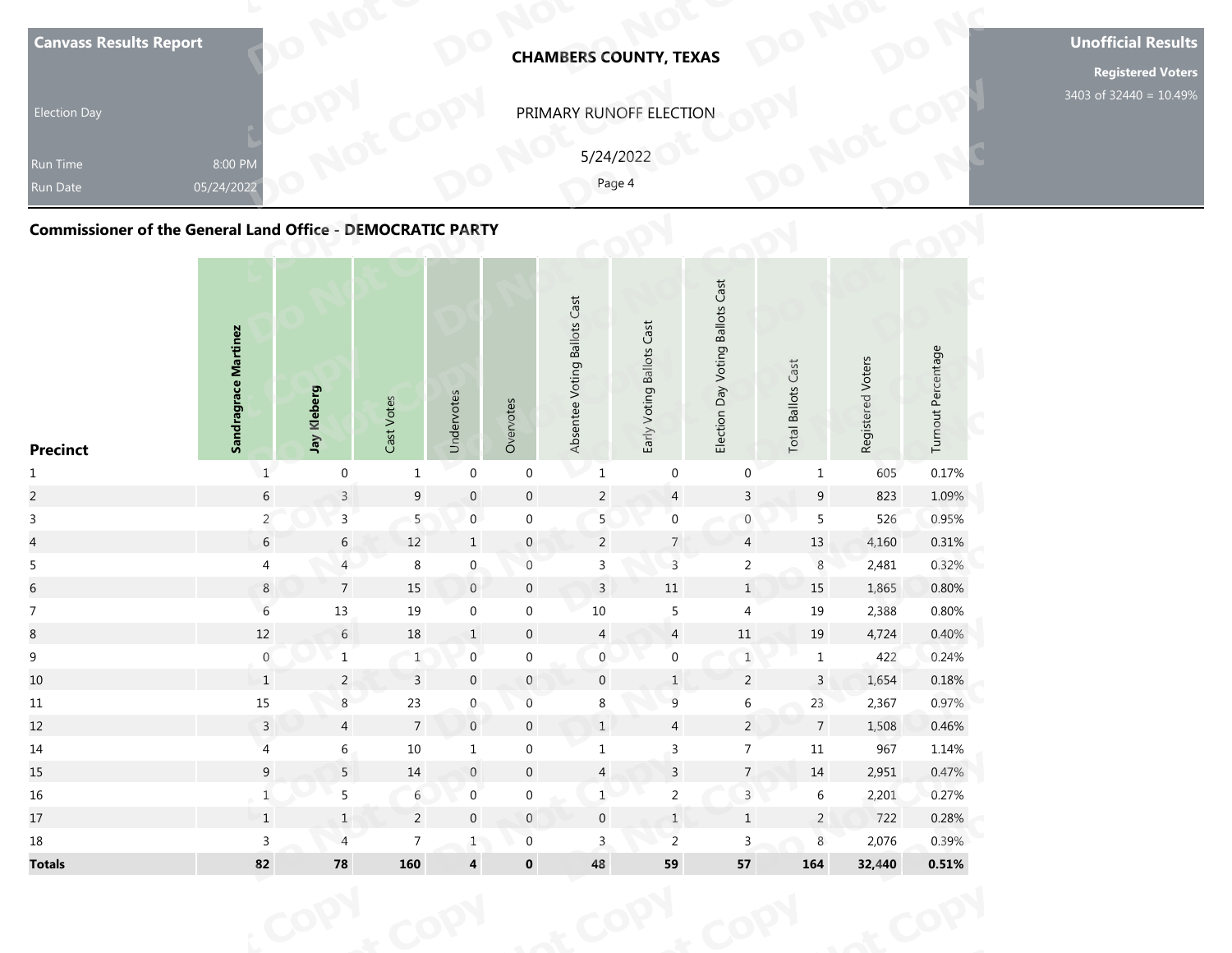**Canvass Results Report**

Election Day

Run Time 8:00 PM

Run Date 05/24/2022

**CHAMBERS COUNTY, TEXAS**

PRIMARY RUNOFF ELECTION

5/24/2022

**Unofficial Results**

**Registered Voters**

3403 of 32440 = 10.49%

## Commissioner of the General Land Office - DEMOCRATIC PARTY

| Precinct | Sandragrace Martinez | Jay Kleberg | Cast Votes | Undervotes | Overvotes | Absentee Voting Ballots Cast | Early Voting Ballots Cast | Election Day Voting Ballots Cast | Total Ballots Cast | Registered Voters | Turnout Percentage |
|---|---|---|---|---|---|---|---|---|---|---|---|
| 1 | 1 | 0 | 1 | 0 | 0 | 1 | 0 | 0 | 1 | 605 | 0.17% |
| 2 | 6 | 3 | 9 | 0 | 0 | 2 | 4 | 3 | 9 | 823 | 1.09% |
| 3 | 2 | 3 | 5 | 0 | 0 | 5 | 0 | 0 | 5 | 526 | 0.95% |
| 4 | 6 | 6 | 12 | 1 | 0 | 2 | 7 | 4 | 13 | 4,160 | 0.31% |
| 5 | 4 | 4 | 8 | 0 | 0 | 3 | 3 | 2 | 8 | 2,481 | 0.32% |
| 6 | 8 | 7 | 15 | 0 | 0 | 3 | 11 | 1 | 15 | 1,865 | 0.80% |
| 7 | 6 | 13 | 19 | 0 | 0 | 10 | 5 | 4 | 19 | 2,388 | 0.80% |
| 8 | 12 | 6 | 18 | 1 | 0 | 4 | 4 | 11 | 19 | 4,724 | 0.40% |
| 9 | 0 | 1 | 1 | 0 | 0 | 0 | 0 | 1 | 1 | 422 | 0.24% |
| 10 | 1 | 2 | 3 | 0 | 0 | 0 | 1 | 2 | 3 | 1,654 | 0.18% |
| 11 | 15 | 8 | 23 | 0 | 0 | 8 | 9 | 6 | 23 | 2,367 | 0.97% |
| 12 | 3 | 4 | 7 | 0 | 0 | 1 | 4 | 2 | 7 | 1,508 | 0.46% |
| 14 | 4 | 6 | 10 | 1 | 0 | 1 | 3 | 7 | 11 | 967 | 1.14% |
| 15 | 9 | 5 | 14 | 0 | 0 | 4 | 3 | 7 | 14 | 2,951 | 0.47% |
| 16 | 1 | 5 | 6 | 0 | 0 | 1 | 2 | 3 | 6 | 2,201 | 0.27% |
| 17 | 1 | 1 | 2 | 0 | 0 | 0 | 1 | 1 | 2 | 722 | 0.28% |
| 18 | 3 | 4 | 7 | 1 | 0 | 3 | 2 | 3 | 8 | 2,076 | 0.39% |
| **Totals** | **82** | **78** | **160** | **4** | **0** | **48** | **59** | **57** | **164** | **32,440** | **0.51%** |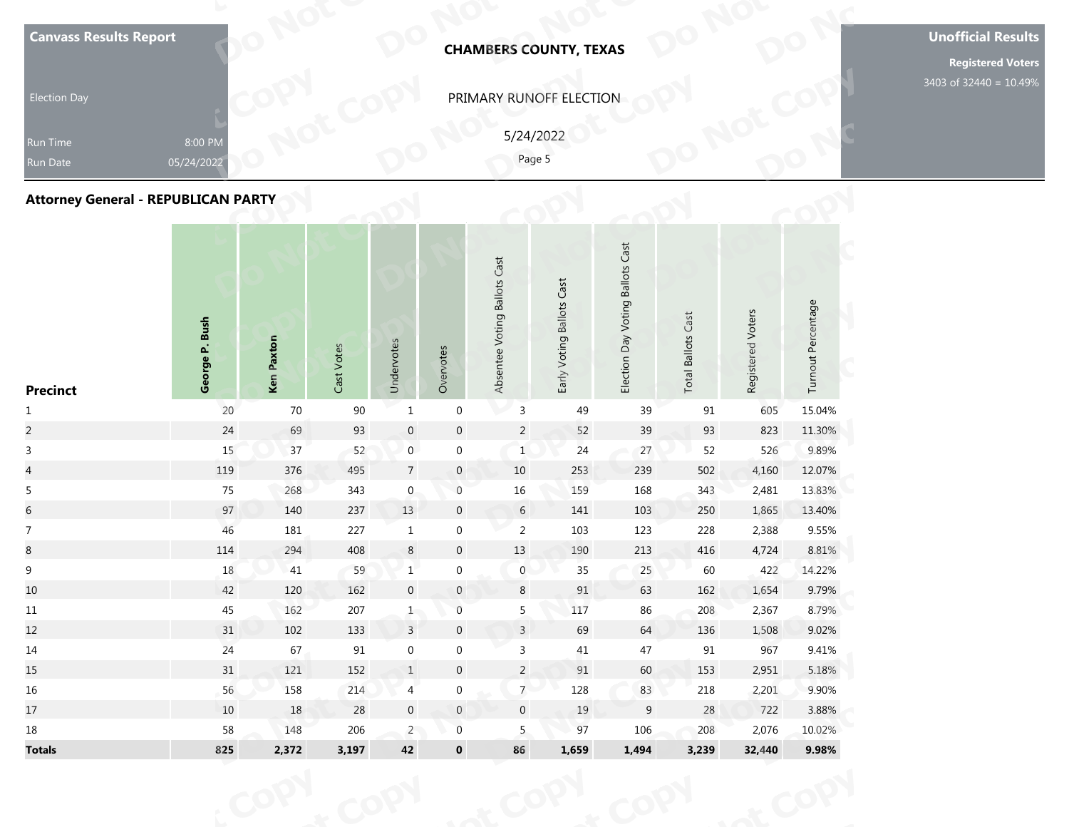Canvass Results Report

Election Day

Run Time 8:00 PM

Run Date 05/24/2022

**CHAMBERS COUNTY, TEXAS**

PRIMARY RUNOFF ELECTION

5/24/2022

**Unofficial Results**

**Registered Voters**

3403 of 32440 = 10.49%

## Attorney General - REPUBLICAN PARTY

| Precinct | George P. Bush | Ken Paxton | Cast Votes | Undervotes | Overvotes | Absentee Voting Ballots Cast | Early Voting Ballots Cast | Election Day Voting Ballots Cast | Total Ballots Cast | Registered Voters | Turnout Percentage |
|---|---|---|---|---|---|---|---|---|---|---|---|
| 1 | 20 | 70 | 90 | 1 | 0 | 3 | 49 | 39 | 91 | 605 | 15.04% |
| 2 | 24 | 69 | 93 | 0 | 0 | 2 | 52 | 39 | 93 | 823 | 11.30% |
| 3 | 15 | 37 | 52 | 0 | 0 | 1 | 24 | 27 | 52 | 526 | 9.89% |
| 4 | 119 | 376 | 495 | 7 | 0 | 10 | 253 | 239 | 502 | 4,160 | 12.07% |
| 5 | 75 | 268 | 343 | 0 | 0 | 16 | 159 | 168 | 343 | 2,481 | 13.83% |
| 6 | 97 | 140 | 237 | 13 | 0 | 6 | 141 | 103 | 250 | 1,865 | 13.40% |
| 7 | 46 | 181 | 227 | 1 | 0 | 2 | 103 | 123 | 228 | 2,388 | 9.55% |
| 8 | 114 | 294 | 408 | 8 | 0 | 13 | 190 | 213 | 416 | 4,724 | 8.81% |
| 9 | 18 | 41 | 59 | 1 | 0 | 0 | 35 | 25 | 60 | 422 | 14.22% |
| 10 | 42 | 120 | 162 | 0 | 0 | 8 | 91 | 63 | 162 | 1,654 | 9.79% |
| 11 | 45 | 162 | 207 | 1 | 0 | 5 | 117 | 86 | 208 | 2,367 | 8.79% |
| 12 | 31 | 102 | 133 | 3 | 0 | 3 | 69 | 64 | 136 | 1,508 | 9.02% |
| 14 | 24 | 67 | 91 | 0 | 0 | 3 | 41 | 47 | 91 | 967 | 9.41% |
| 15 | 31 | 121 | 152 | 1 | 0 | 2 | 91 | 60 | 153 | 2,951 | 5.18% |
| 16 | 56 | 158 | 214 | 4 | 0 | 7 | 128 | 83 | 218 | 2,201 | 9.90% |
| 17 | 10 | 18 | 28 | 0 | 0 | 0 | 19 | 9 | 28 | 722 | 3.88% |
| 18 | 58 | 148 | 206 | 2 | 0 | 5 | 97 | 106 | 208 | 2,076 | 10.02% |
| **Totals** | **825** | **2,372** | **3,197** | **42** | **0** | **86** | **1,659** | **1,494** | **3,239** | **32,440** | **9.98%** |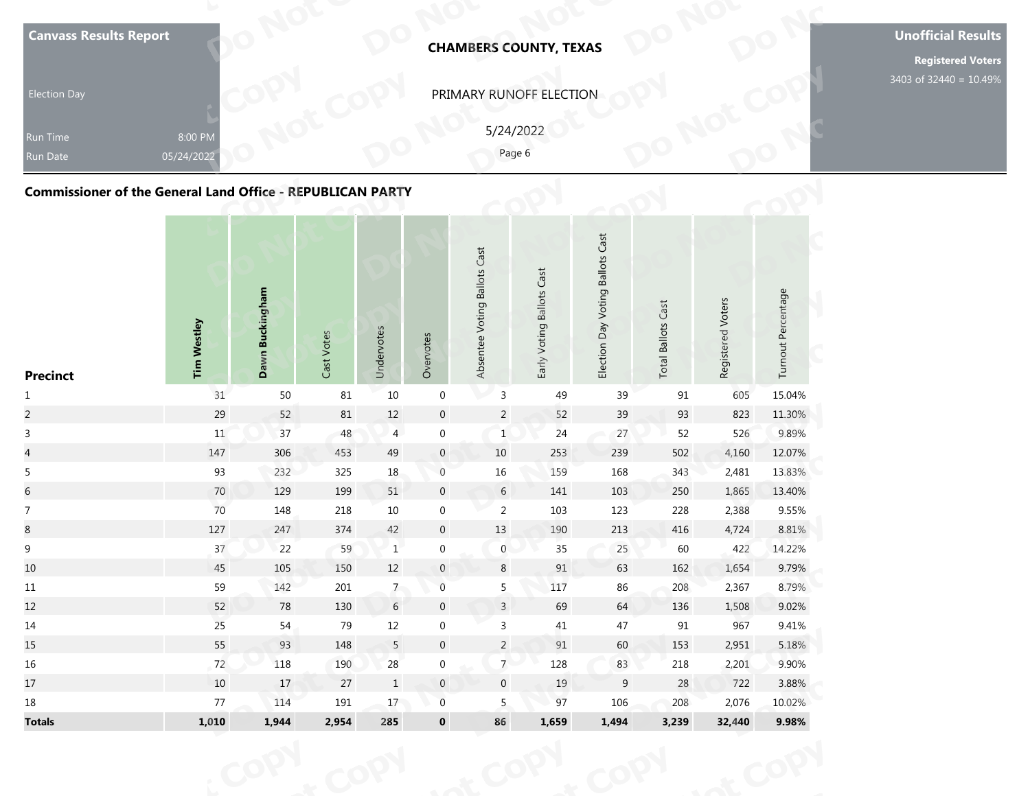**Canvass Results Report**

Election Day

Run Time 8:00 PM
Run Date 05/24/2022

**CHAMBERS COUNTY, TEXAS**

PRIMARY RUNOFF ELECTION

5/24/2022

**Unofficial Results**

**Registered Voters**
3403 of 32440 = 10.49%

## Commissioner of the General Land Office - REPUBLICAN PARTY

| Precinct | Tim Westley | Dawn Buckingham | Cast Votes | Undervotes | Overvotes | Absentee Voting Ballots Cast | Early Voting Ballots Cast | Election Day Voting Ballots Cast | Total Ballots Cast | Registered Voters | Turnout Percentage |
|---|---|---|---|---|---|---|---|---|---|---|---|
| 1 | 31 | 50 | 81 | 10 | 0 | 3 | 49 | 39 | 91 | 605 | 15.04% |
| 2 | 29 | 52 | 81 | 12 | 0 | 2 | 52 | 39 | 93 | 823 | 11.30% |
| 3 | 11 | 37 | 48 | 4 | 0 | 1 | 24 | 27 | 52 | 526 | 9.89% |
| 4 | 147 | 306 | 453 | 49 | 0 | 10 | 253 | 239 | 502 | 4,160 | 12.07% |
| 5 | 93 | 232 | 325 | 18 | 0 | 16 | 159 | 168 | 343 | 2,481 | 13.83% |
| 6 | 70 | 129 | 199 | 51 | 0 | 6 | 141 | 103 | 250 | 1,865 | 13.40% |
| 7 | 70 | 148 | 218 | 10 | 0 | 2 | 103 | 123 | 228 | 2,388 | 9.55% |
| 8 | 127 | 247 | 374 | 42 | 0 | 13 | 190 | 213 | 416 | 4,724 | 8.81% |
| 9 | 37 | 22 | 59 | 1 | 0 | 0 | 35 | 25 | 60 | 422 | 14.22% |
| 10 | 45 | 105 | 150 | 12 | 0 | 8 | 91 | 63 | 162 | 1,654 | 9.79% |
| 11 | 59 | 142 | 201 | 7 | 0 | 5 | 117 | 86 | 208 | 2,367 | 8.79% |
| 12 | 52 | 78 | 130 | 6 | 0 | 3 | 69 | 64 | 136 | 1,508 | 9.02% |
| 14 | 25 | 54 | 79 | 12 | 0 | 3 | 41 | 47 | 91 | 967 | 9.41% |
| 15 | 55 | 93 | 148 | 5 | 0 | 2 | 91 | 60 | 153 | 2,951 | 5.18% |
| 16 | 72 | 118 | 190 | 28 | 0 | 7 | 128 | 83 | 218 | 2,201 | 9.90% |
| 17 | 10 | 17 | 27 | 1 | 0 | 0 | 19 | 9 | 28 | 722 | 3.88% |
| 18 | 77 | 114 | 191 | 17 | 0 | 5 | 97 | 106 | 208 | 2,076 | 10.02% |
| **Totals** | **1,010** | **1,944** | **2,954** | **285** | **0** | **86** | **1,659** | **1,494** | **3,239** | **32,440** | **9.98%** |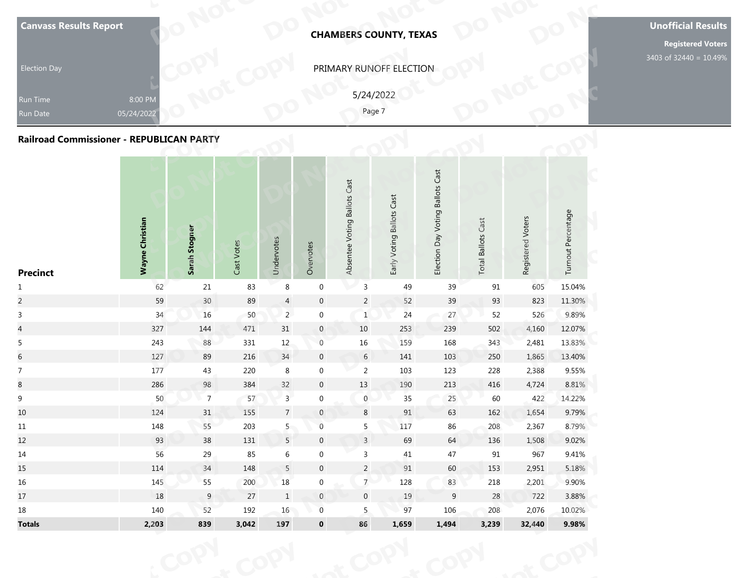| Canvass Results Report | | CHAMBERS COUNTY, TEXAS | Unofficial Results |
|---|---|---|---|
| Election Day | | PRIMARY RUNOFF ELECTION | Registered Voters |
| Run Time | 8:00 PM | 5/24/2022 | 3403 of 32440 = 10.49% |
| Run Date | 05/24/2022 | Page 7 | |

## Railroad Commissioner - REPUBLICAN PARTY

| Precinct | Wayne Christian | Sarah Stogner | Cast Votes | Undervotes | Overvotes | Absentee Voting Ballots Cast | Early Voting Ballots Cast | Election Day Voting Ballots Cast | Total Ballots Cast | Registered Voters | Turnout Percentage |
|---|---|---|---|---|---|---|---|---|---|---|---|
| 1 | 62 | 21 | 83 | 8 | 0 | 3 | 49 | 39 | 91 | 605 | 15.04% |
| 2 | 59 | 30 | 89 | 4 | 0 | 2 | 52 | 39 | 93 | 823 | 11.30% |
| 3 | 34 | 16 | 50 | 2 | 0 | 1 | 24 | 27 | 52 | 526 | 9.89% |
| 4 | 327 | 144 | 471 | 31 | 0 | 10 | 253 | 239 | 502 | 4,160 | 12.07% |
| 5 | 243 | 88 | 331 | 12 | 0 | 16 | 159 | 168 | 343 | 2,481 | 13.83% |
| 6 | 127 | 89 | 216 | 34 | 0 | 6 | 141 | 103 | 250 | 1,865 | 13.40% |
| 7 | 177 | 43 | 220 | 8 | 0 | 2 | 103 | 123 | 228 | 2,388 | 9.55% |
| 8 | 286 | 98 | 384 | 32 | 0 | 13 | 190 | 213 | 416 | 4,724 | 8.81% |
| 9 | 50 | 7 | 57 | 3 | 0 | 0 | 35 | 25 | 60 | 422 | 14.22% |
| 10 | 124 | 31 | 155 | 7 | 0 | 8 | 91 | 63 | 162 | 1,654 | 9.79% |
| 11 | 148 | 55 | 203 | 5 | 0 | 5 | 117 | 86 | 208 | 2,367 | 8.79% |
| 12 | 93 | 38 | 131 | 5 | 0 | 3 | 69 | 64 | 136 | 1,508 | 9.02% |
| 14 | 56 | 29 | 85 | 6 | 0 | 3 | 41 | 47 | 91 | 967 | 9.41% |
| 15 | 114 | 34 | 148 | 5 | 0 | 2 | 91 | 60 | 153 | 2,951 | 5.18% |
| 16 | 145 | 55 | 200 | 18 | 0 | 7 | 128 | 83 | 218 | 2,201 | 9.90% |
| 17 | 18 | 9 | 27 | 1 | 0 | 0 | 19 | 9 | 28 | 722 | 3.88% |
| 18 | 140 | 52 | 192 | 16 | 0 | 5 | 97 | 106 | 208 | 2,076 | 10.02% |
| **Totals** | **2,203** | **839** | **3,042** | **197** | **0** | **86** | **1,659** | **1,494** | **3,239** | **32,440** | **9.98%** |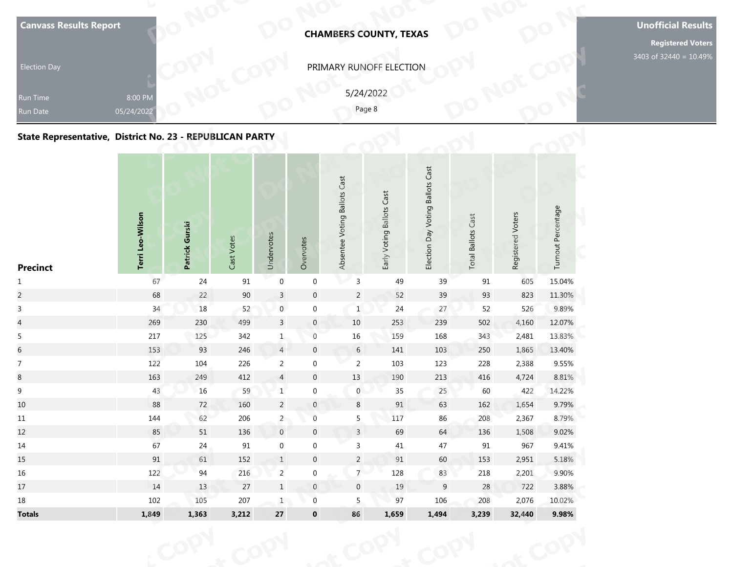**Canvass Results Report**

Election Day

Run Time 8:00 PM
Run Date 05/24/2022

**CHAMBERS COUNTY, TEXAS**

PRIMARY RUNOFF ELECTION

5/24/2022

**Unofficial Results**

**Registered Voters**
3403 of 32440 = 10.49%

## State Representative, District No. 23 - REPUBLICAN PARTY

| Precinct | Terri Leo-Wilson | Patrick Gurski | Cast Votes | Undervotes | Overvotes | Absentee Voting Ballots Cast | Early Voting Ballots Cast | Election Day Voting Ballots Cast | Total Ballots Cast | Registered Voters | Turnout Percentage |
|---|---|---|---|---|---|---|---|---|---|---|---|
| 1 | 67 | 24 | 91 | 0 | 0 | 3 | 49 | 39 | 91 | 605 | 15.04% |
| 2 | 68 | 22 | 90 | 3 | 0 | 2 | 52 | 39 | 93 | 823 | 11.30% |
| 3 | 34 | 18 | 52 | 0 | 0 | 1 | 24 | 27 | 52 | 526 | 9.89% |
| 4 | 269 | 230 | 499 | 3 | 0 | 10 | 253 | 239 | 502 | 4,160 | 12.07% |
| 5 | 217 | 125 | 342 | 1 | 0 | 16 | 159 | 168 | 343 | 2,481 | 13.83% |
| 6 | 153 | 93 | 246 | 4 | 0 | 6 | 141 | 103 | 250 | 1,865 | 13.40% |
| 7 | 122 | 104 | 226 | 2 | 0 | 2 | 103 | 123 | 228 | 2,388 | 9.55% |
| 8 | 163 | 249 | 412 | 4 | 0 | 13 | 190 | 213 | 416 | 4,724 | 8.81% |
| 9 | 43 | 16 | 59 | 1 | 0 | 0 | 35 | 25 | 60 | 422 | 14.22% |
| 10 | 88 | 72 | 160 | 2 | 0 | 8 | 91 | 63 | 162 | 1,654 | 9.79% |
| 11 | 144 | 62 | 206 | 2 | 0 | 5 | 117 | 86 | 208 | 2,367 | 8.79% |
| 12 | 85 | 51 | 136 | 0 | 0 | 3 | 69 | 64 | 136 | 1,508 | 9.02% |
| 14 | 67 | 24 | 91 | 0 | 0 | 3 | 41 | 47 | 91 | 967 | 9.41% |
| 15 | 91 | 61 | 152 | 1 | 0 | 2 | 91 | 60 | 153 | 2,951 | 5.18% |
| 16 | 122 | 94 | 216 | 2 | 0 | 7 | 128 | 83 | 218 | 2,201 | 9.90% |
| 17 | 14 | 13 | 27 | 1 | 0 | 0 | 19 | 9 | 28 | 722 | 3.88% |
| 18 | 102 | 105 | 207 | 1 | 0 | 5 | 97 | 106 | 208 | 2,076 | 10.02% |
| **Totals** | **1,849** | **1,363** | **3,212** | **27** | **0** | **86** | **1,659** | **1,494** | **3,239** | **32,440** | **9.98%** |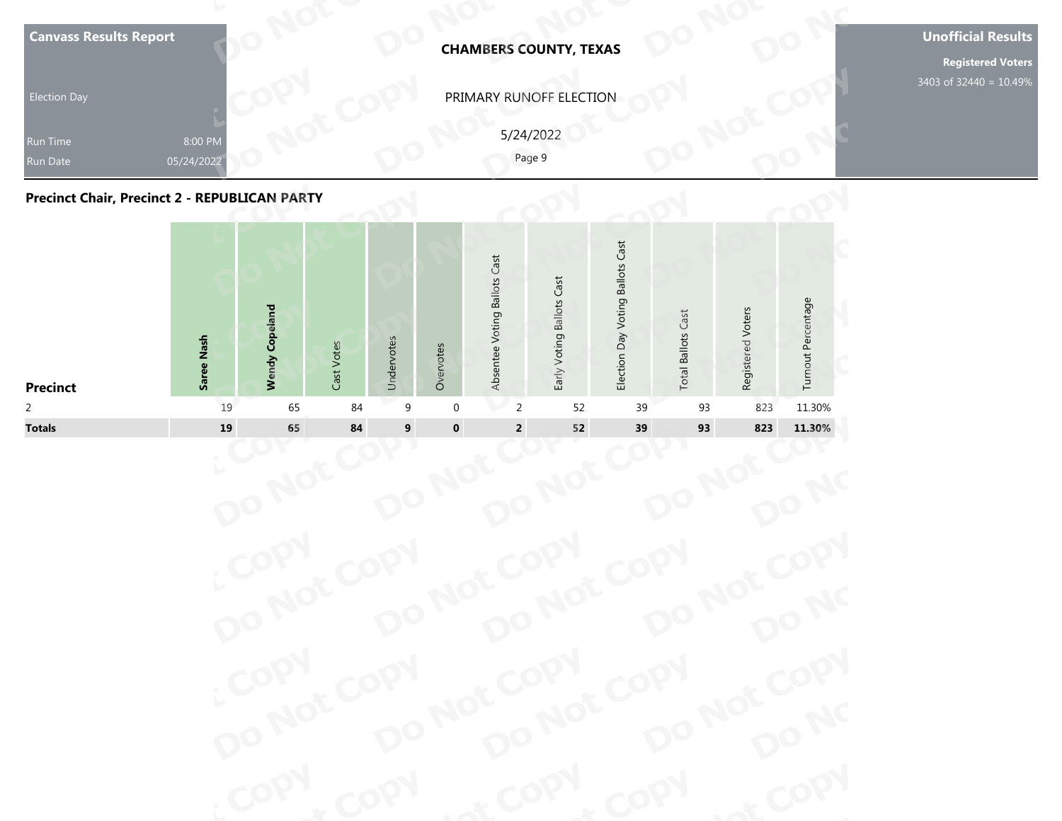**Canvass Results Report**

Election Day

Run Time 8:00 PM

Run Date 05/24/2022

**CHAMBERS COUNTY, TEXAS**

PRIMARY RUNOFF ELECTION

5/24/2022

**Unofficial Results**

**Registered Voters**

3403 of 32440 = 10.49%

## Precinct Chair, Precinct 2 - REPUBLICAN PARTY

| Precinct | Saree Nash | Wendy Copeland | Cast Votes | Undervotes | Overvotes | Absentee Voting Ballots Cast | Early Voting Ballots Cast | Election Day Voting Ballots Cast | Total Ballots Cast | Registered Voters | Turnout Percentage |
|---|---|---|---|---|---|---|---|---|---|---|---|
| 2 | 19 | 65 | 84 | 9 | 0 | 2 | 52 | 39 | 93 | 823 | 11.30% |
| **Totals** | **19** | **65** | **84** | **9** | **0** | **2** | **52** | **39** | **93** | **823** | **11.30%** |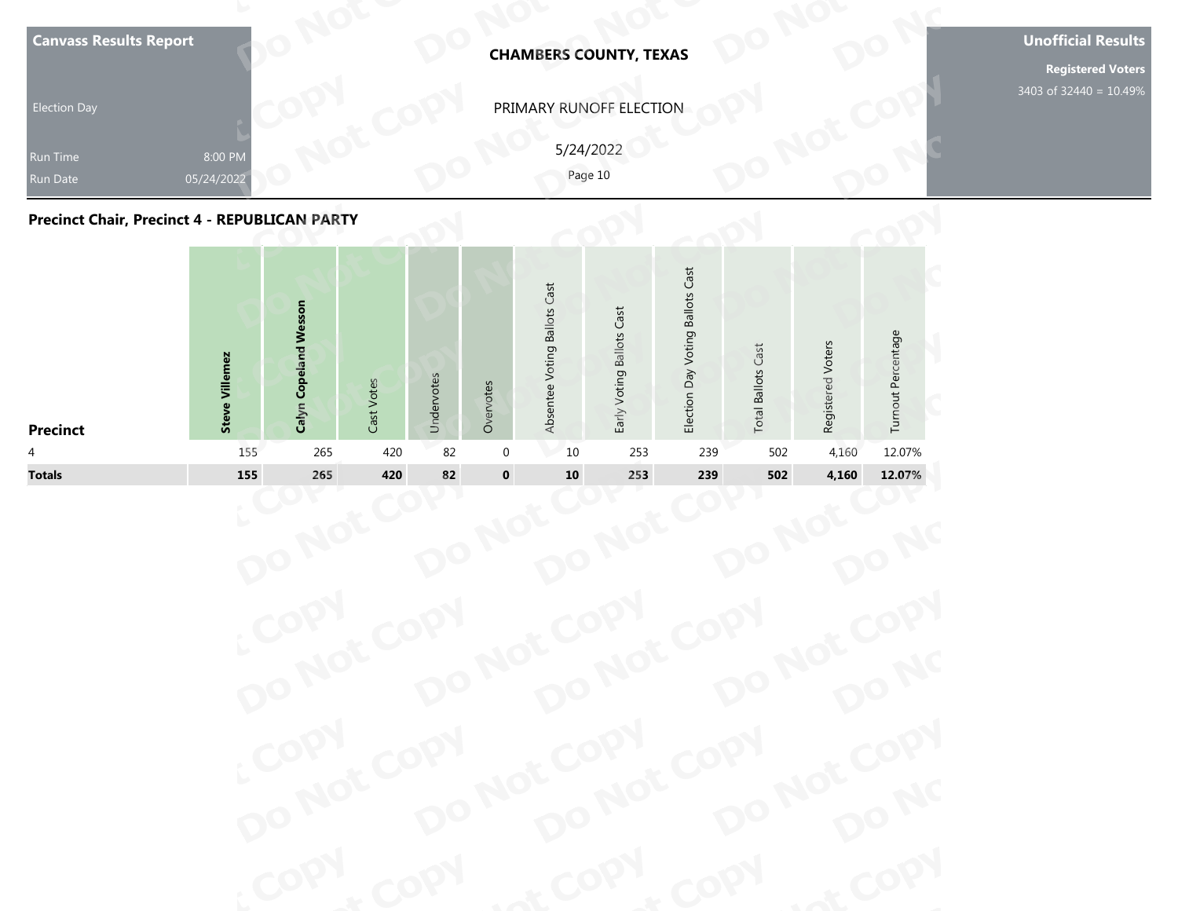**Canvass Results Report**

Election Day

Run Time 8:00 PM

Run Date 05/24/2022

**CHAMBERS COUNTY, TEXAS**

PRIMARY RUNOFF ELECTION

5/24/2022

**Unofficial Results**

**Registered Voters**

3403 of 32440 = 10.49%

## Precinct Chair, Precinct 4 - REPUBLICAN PARTY

| Precinct | Steve Villemez | Calyn Copeland Wesson | Cast Votes | Undervotes | Overvotes | Absentee Voting Ballots Cast | Early Voting Ballots Cast | Election Day Voting Ballots Cast | Total Ballots Cast | Registered Voters | Turnout Percentage |
|---|---|---|---|---|---|---|---|---|---|---|---|
| 4 | 155 | 265 | 420 | 82 | 0 | 10 | 253 | 239 | 502 | 4,160 | 12.07% |
| **Totals** | **155** | **265** | **420** | **82** | **0** | **10** | **253** | **239** | **502** | **4,160** | **12.07%** |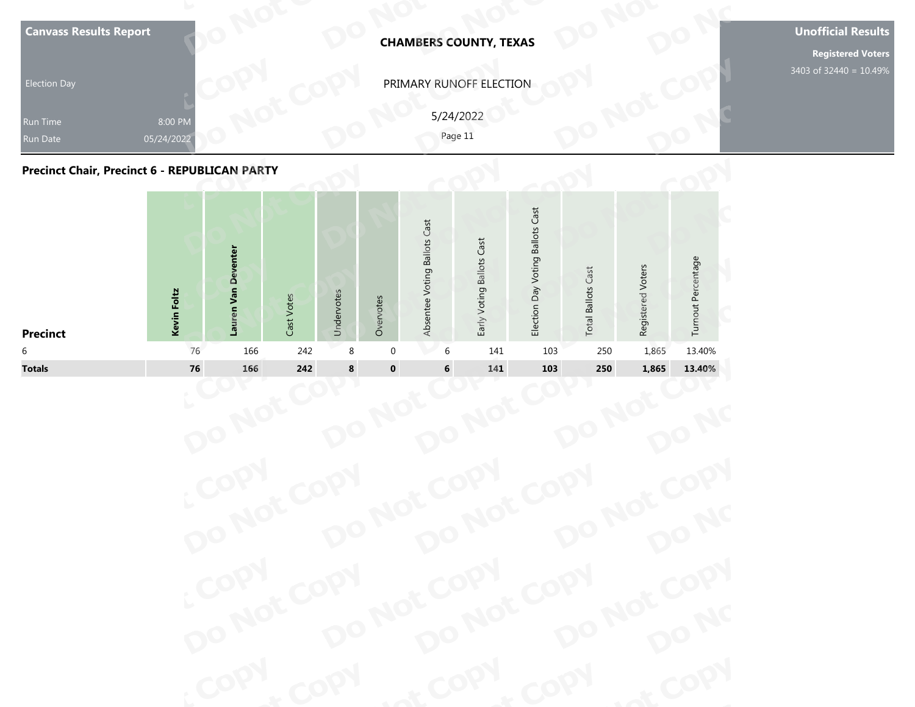**Canvass Results Report**

Election Day

Run Time 8:00 PM
Run Date 05/24/2022

**CHAMBERS COUNTY, TEXAS**

PRIMARY RUNOFF ELECTION

5/24/2022

**Unofficial Results**

**Registered Voters**
3403 of 32440 = 10.49%

## Precinct Chair, Precinct 6 - REPUBLICAN PARTY

| Precinct | Kevin Foltz | Lauren Van Deventer | Cast Votes | Undervotes | Overvotes | Absentee Voting Ballots Cast | Early Voting Ballots Cast | Election Day Voting Ballots Cast | Total Ballots Cast | Registered Voters | Turnout Percentage |
|---|---|---|---|---|---|---|---|---|---|---|---|
| 6 | 76 | 166 | 242 | 8 | 0 | 6 | 141 | 103 | 250 | 1,865 | 13.40% |
| **Totals** | **76** | **166** | **242** | **8** | **0** | **6** | **141** | **103** | **250** | **1,865** | **13.40%** |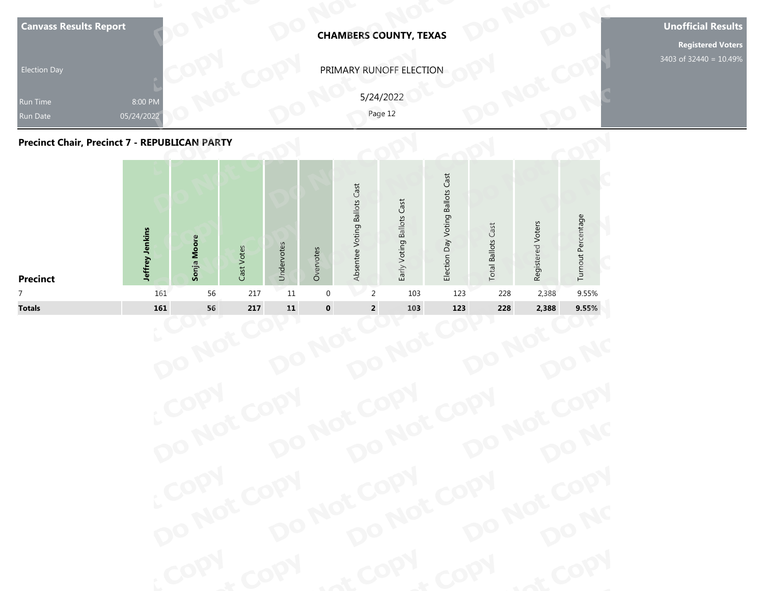**Canvass Results Report**

Election Day

Run Time 8:00 PM
Run Date 05/24/2022

**CHAMBERS COUNTY, TEXAS**

PRIMARY RUNOFF ELECTION

5/24/2022

**Unofficial Results**

**Registered Voters**
3403 of 32440 = 10.49%

## Precinct Chair, Precinct 7 - REPUBLICAN PARTY

| Precinct | Jeffrey Jenkins | Sonja Moore | Cast Votes | Undervotes | Overvotes | Absentee Voting Ballots Cast | Early Voting Ballots Cast | Election Day Voting Ballots Cast | Total Ballots Cast | Registered Voters | Turnout Percentage |
|---|---|---|---|---|---|---|---|---|---|---|---|
| 7 | 161 | 56 | 217 | 11 | 0 | 2 | 103 | 123 | 228 | 2,388 | 9.55% |
| **Totals** | **161** | **56** | **217** | **11** | **0** | **2** | **103** | **123** | **228** | **2,388** | **9.55%** |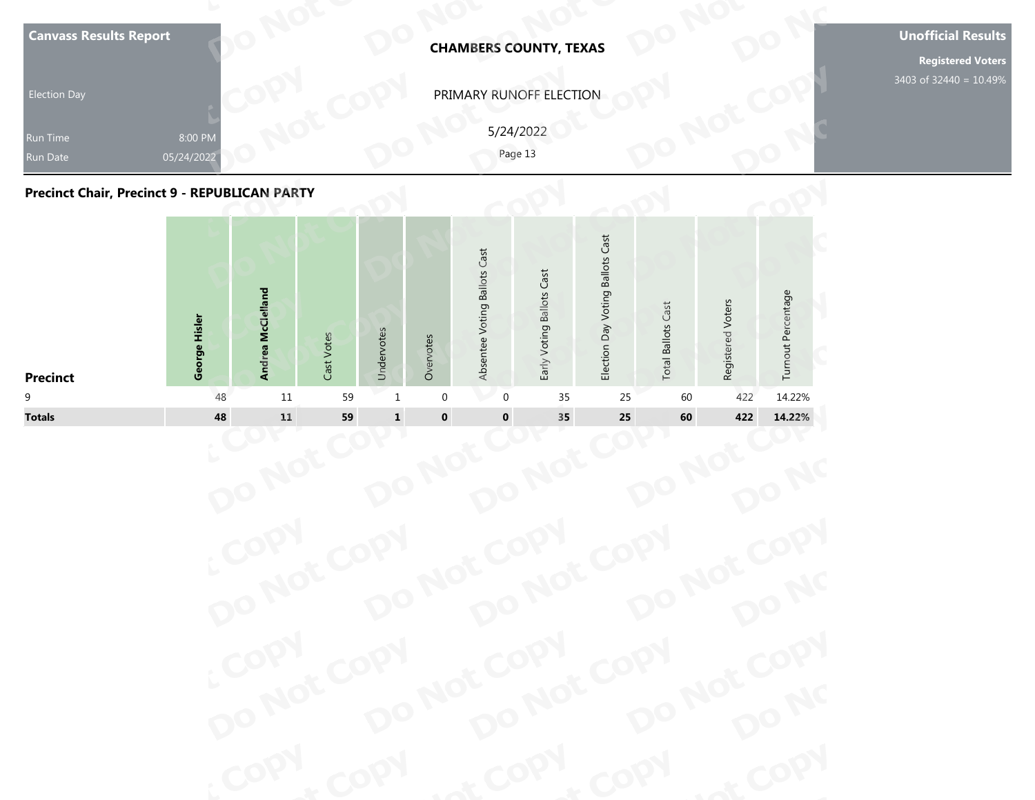**Canvass Results Report**

Election Day

Run Time 8:00 PM

Run Date 05/24/2022

**CHAMBERS COUNTY, TEXAS**

PRIMARY RUNOFF ELECTION

5/24/2022

**Unofficial Results**

**Registered Voters**

3403 of 32440 = 10.49%

## Precinct Chair, Precinct 9 - REPUBLICAN PARTY

| Precinct | **George Hisler** | **Andrea McClelland** | Cast Votes | Undervotes | Overvotes | Absentee Voting Ballots Cast | Early Voting Ballots Cast | Election Day Voting Ballots Cast | Total Ballots Cast | Registered Voters | Turnout Percentage |
|---|---|---|---|---|---|---|---|---|---|---|---|
| 9 | 48 | 11 | 59 | 1 | 0 | 0 | 35 | 25 | 60 | 422 | 14.22% |
| **Totals** | **48** | **11** | **59** | **1** | **0** | **0** | **35** | **25** | **60** | **422** | **14.22%** |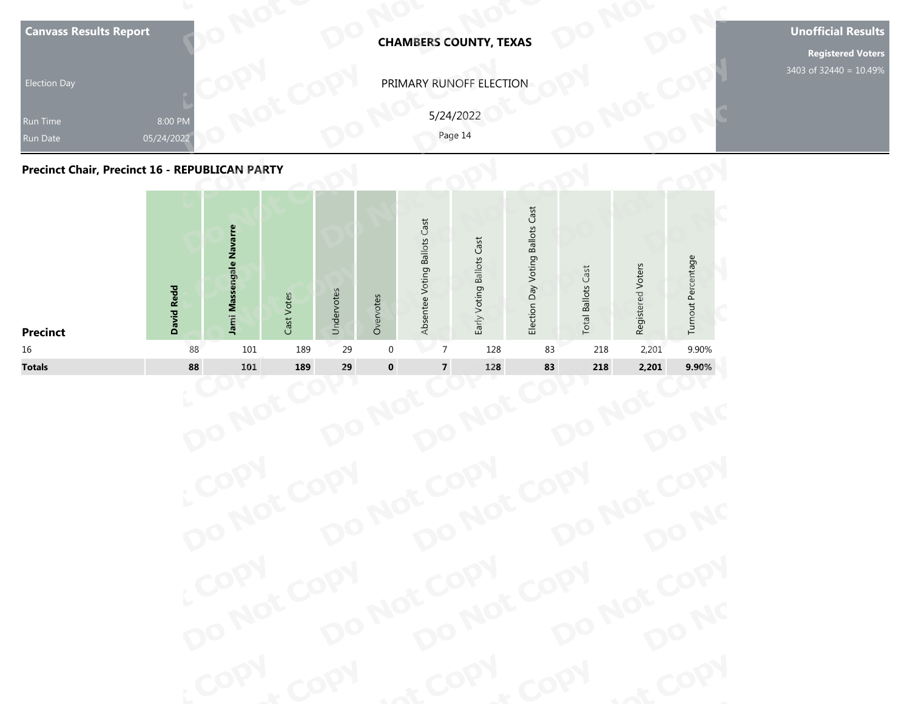**Canvass Results Report**

Election Day

Run Time 8:00 PM

Run Date 05/24/2022

**CHAMBERS COUNTY, TEXAS**

PRIMARY RUNOFF ELECTION

5/24/2022

**Unofficial Results**

**Registered Voters**

3403 of 32440 = 10.49%

## Precinct Chair, Precinct 16 - REPUBLICAN PARTY

| Precinct | David Redd | Jami Massengale Navarre | Cast Votes | Undervotes | Overvotes | Absentee Voting Ballots Cast | Early Voting Ballots Cast | Election Day Voting Ballots Cast | Total Ballots Cast | Registered Voters | Turnout Percentage |
|---|---|---|---|---|---|---|---|---|---|---|---|
| 16 | 88 | 101 | 189 | 29 | 0 | 7 | 128 | 83 | 218 | 2,201 | 9.90% |
| **Totals** | **88** | **101** | **189** | **29** | **0** | **7** | **128** | **83** | **218** | **2,201** | **9.90%** |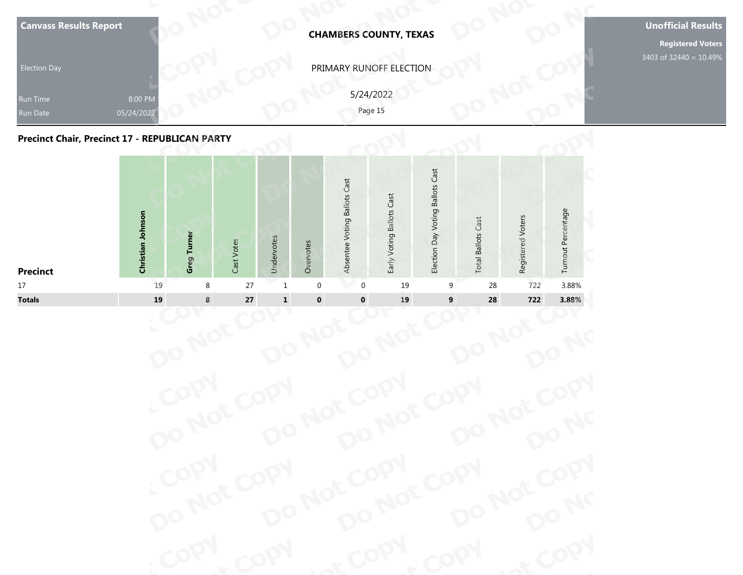**Canvass Results Report**

Election Day

Run Time 8:00 PM

Run Date 05/24/2022

**CHAMBERS COUNTY, TEXAS**

PRIMARY RUNOFF ELECTION

5/24/2022

**Unofficial Results**

**Registered Voters**

3403 of 32440 = 10.49%

## Precinct Chair, Precinct 17 - REPUBLICAN PARTY

| Precinct | Christian Johnson | Greg Turner | Cast Votes | Undervotes | Overvotes | Absentee Voting Ballots Cast | Early Voting Ballots Cast | Election Day Voting Ballots Cast | Total Ballots Cast | Registered Voters | Turnout Percentage |
|---|---|---|---|---|---|---|---|---|---|---|---|
| 17 | 19 | 8 | 27 | 1 | 0 | 0 | 19 | 9 | 28 | 722 | 3.88% |
| **Totals** | **19** | **8** | **27** | **1** | **0** | **0** | **19** | **9** | **28** | **722** | **3.88%** |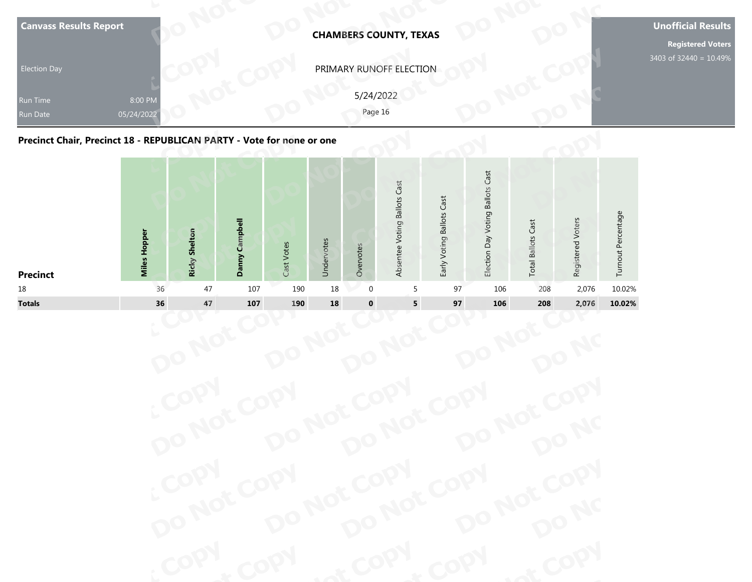| Canvass Results Report | CHAMBERS COUNTY, TEXAS | Unofficial Results |
|---|---|---|
| Election Day | PRIMARY RUNOFF ELECTION | Registered Voters 3403 of 32440 = 10.49% |
| Run Time 8:00 PM | 5/24/2022 | |
| Run Date 05/24/2022 | | |

## Precinct Chair, Precinct 18 - REPUBLICAN PARTY - Vote for none or one

| Precinct | **Miles Hopper** | **Ricky Shelton** | **Danny Campbell** | Cast Votes | Undervotes | Overvotes | Absentee Voting Ballots Cast | Early Voting Ballots Cast | Election Day Voting Ballots Cast | Total Ballots Cast | Registered Voters | Turnout Percentage |
|---|---|---|---|---|---|---|---|---|---|---|---|---|
| 18 | 36 | 47 | 107 | 190 | 18 | 0 | 5 | 97 | 106 | 208 | 2,076 | 10.02% |
| **Totals** | **36** | **47** | **107** | **190** | **18** | **0** | **5** | **97** | **106** | **208** | **2,076** | **10.02%** |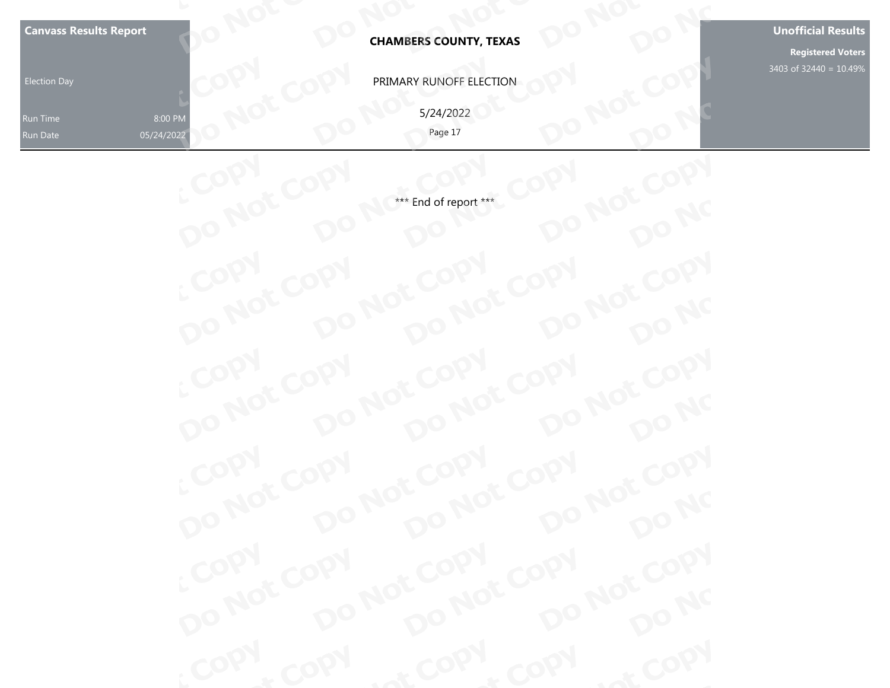*** End of report ***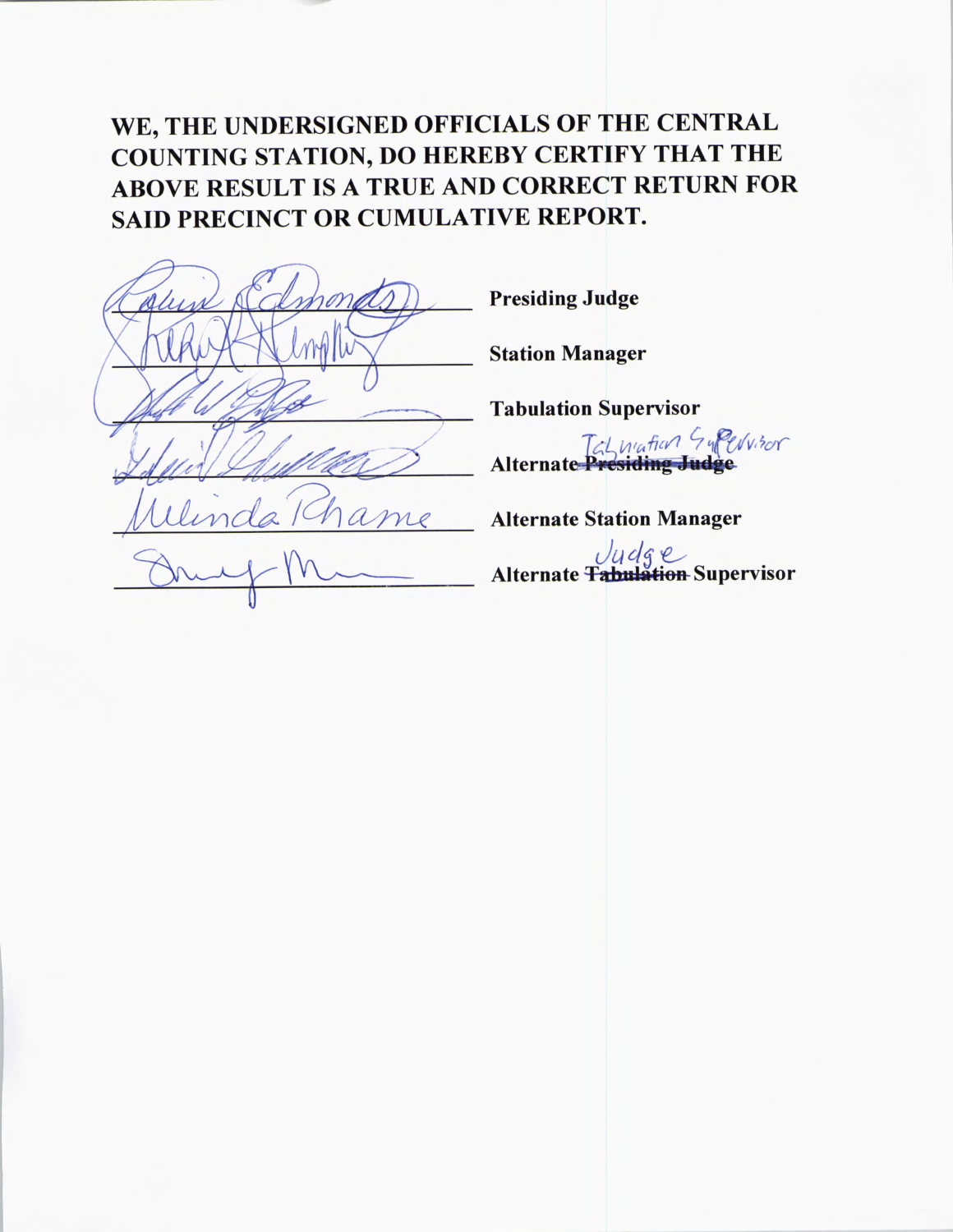**WE, THE UNDERSIGNED OFFICIALS OF THE CENTRAL COUNTING STATION, DO HEREBY CERTIFY THAT THE ABOVE RESULT IS A TRUE AND CORRECT RETURN FOR SAID PRECINCT OR CUMULATIVE REPORT.**

| | |
|---|---|
| Calvin Edmonds | **Presiding Judge** |
| | **Station Manager** |
| | **Tabulation Supervisor** |
| | **Alternate ~~Presiding Judge~~** Tabulation Supervisor |
| Melinda Rhame | **Alternate Station Manager** |
| | **Alternate ~~Tabulation~~** Judge **Supervisor** |